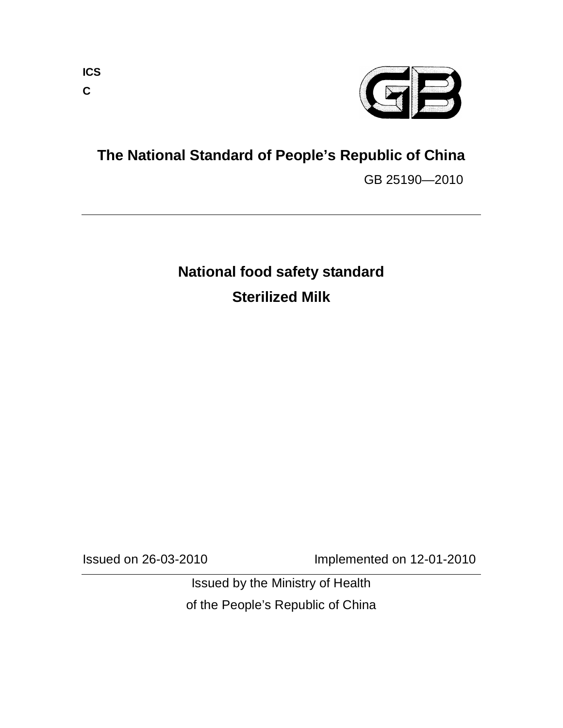**ICS**

**C**

# The National Standard of People's Republic of China

GB 25190—2010

## National food safety standard

## Sterilized Milk

Issued on 26-03-2010 Implemented on 12-01-2010

Issued by the Ministry of Health

of the People's Republic of China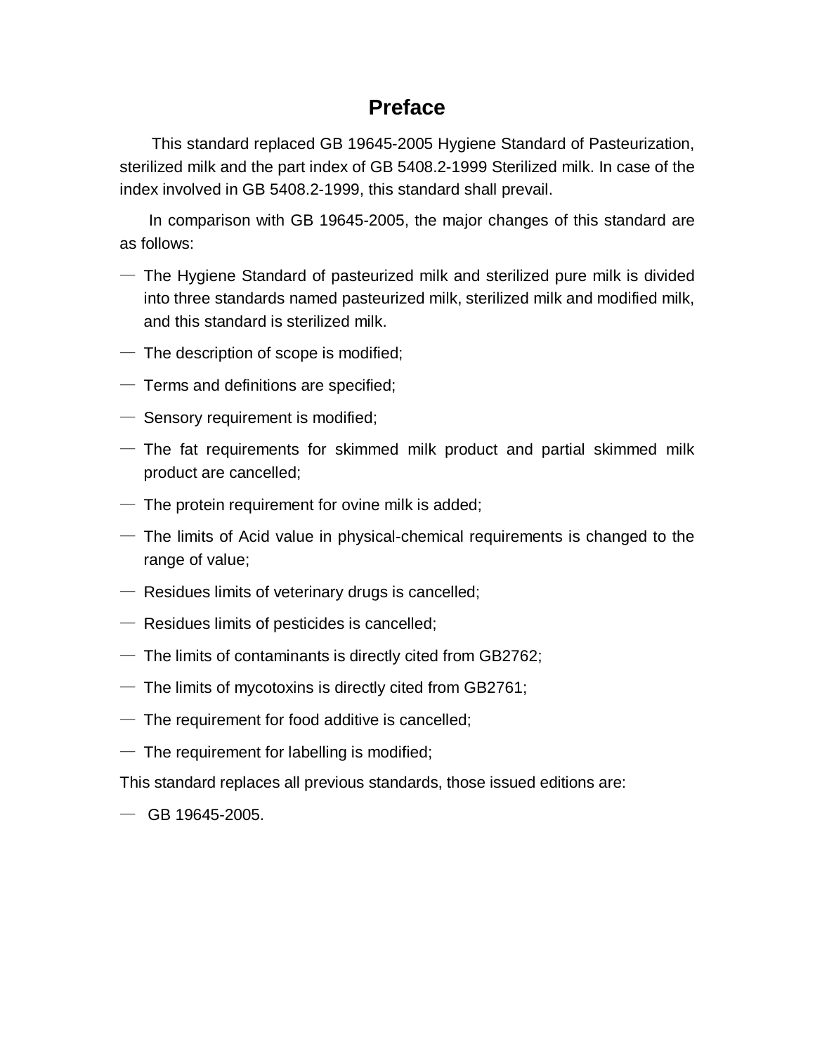# Preface

This standard replaced GB 19645-2005 Hygiene Standard of Pasteurization, sterilized milk and the part index of GB 5408.2-1999 Sterilized milk. In case of the index involved in GB 5408.2-1999, this standard shall prevail.

In comparison with GB 19645-2005, the major changes of this standard are as follows:

— The Hygiene Standard of pasteurized milk and sterilized pure milk is divided into three standards named pasteurized milk, sterilized milk and modified milk, and this standard is sterilized milk.

— The description of scope is modified;

— Terms and definitions are specified;

— Sensory requirement is modified;

— The fat requirements for skimmed milk product and partial skimmed milk product are cancelled;

— The protein requirement for ovine milk is added;

— The limits of Acid value in physical-chemical requirements is changed to the range of value;

— Residues limits of veterinary drugs is cancelled;

— Residues limits of pesticides is cancelled;

— The limits of contaminants is directly cited from GB2762;

— The limits of mycotoxins is directly cited from GB2761;

— The requirement for food additive is cancelled;

— The requirement for labelling is modified;

This standard replaces all previous standards, those issued editions are:

— GB 19645-2005.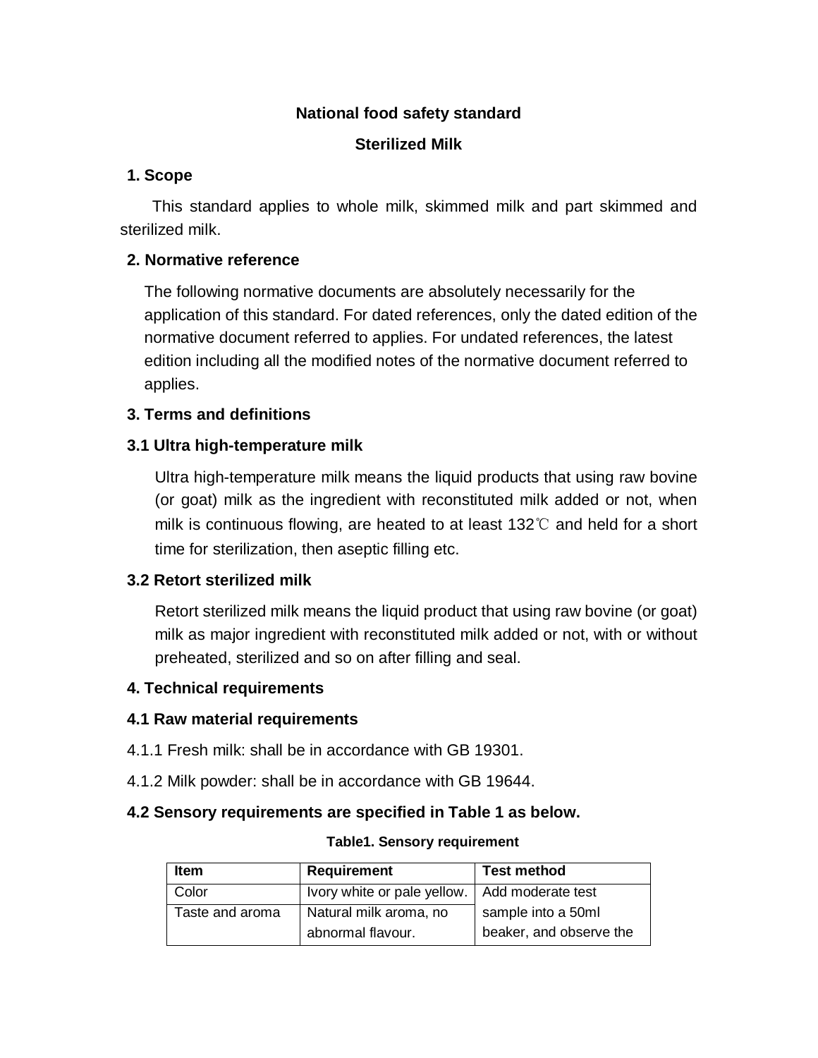**National food safety standard**

**Sterilized Milk**

## 1. Scope

This standard applies to whole milk, skimmed milk and part skimmed and sterilized milk.

## 2. Normative reference

The following normative documents are absolutely necessarily for the application of this standard. For dated references, only the dated edition of the normative document referred to applies. For undated references, the latest edition including all the modified notes of the normative document referred to applies.

## 3. Terms and definitions

### 3.1 Ultra high-temperature milk

Ultra high-temperature milk means the liquid products that using raw bovine (or goat) milk as the ingredient with reconstituted milk added or not, when milk is continuous flowing, are heated to at least 132℃ and held for a short time for sterilization, then aseptic filling etc.

### 3.2 Retort sterilized milk

Retort sterilized milk means the liquid product that using raw bovine (or goat) milk as major ingredient with reconstituted milk added or not, with or without preheated, sterilized and so on after filling and seal.

## 4. Technical requirements

### 4.1 Raw material requirements

4.1.1 Fresh milk: shall be in accordance with GB 19301.

4.1.2 Milk powder: shall be in accordance with GB 19644.

### 4.2 Sensory requirements are specified in Table 1 as below.

**Table1. Sensory requirement**

| Item | Requirement | Test method |
|---|---|---|
| Color | Ivory white or pale yellow. | Add moderate test sample into a 50ml beaker, and observe the |
| Taste and aroma | Natural milk aroma, no abnormal flavour. | |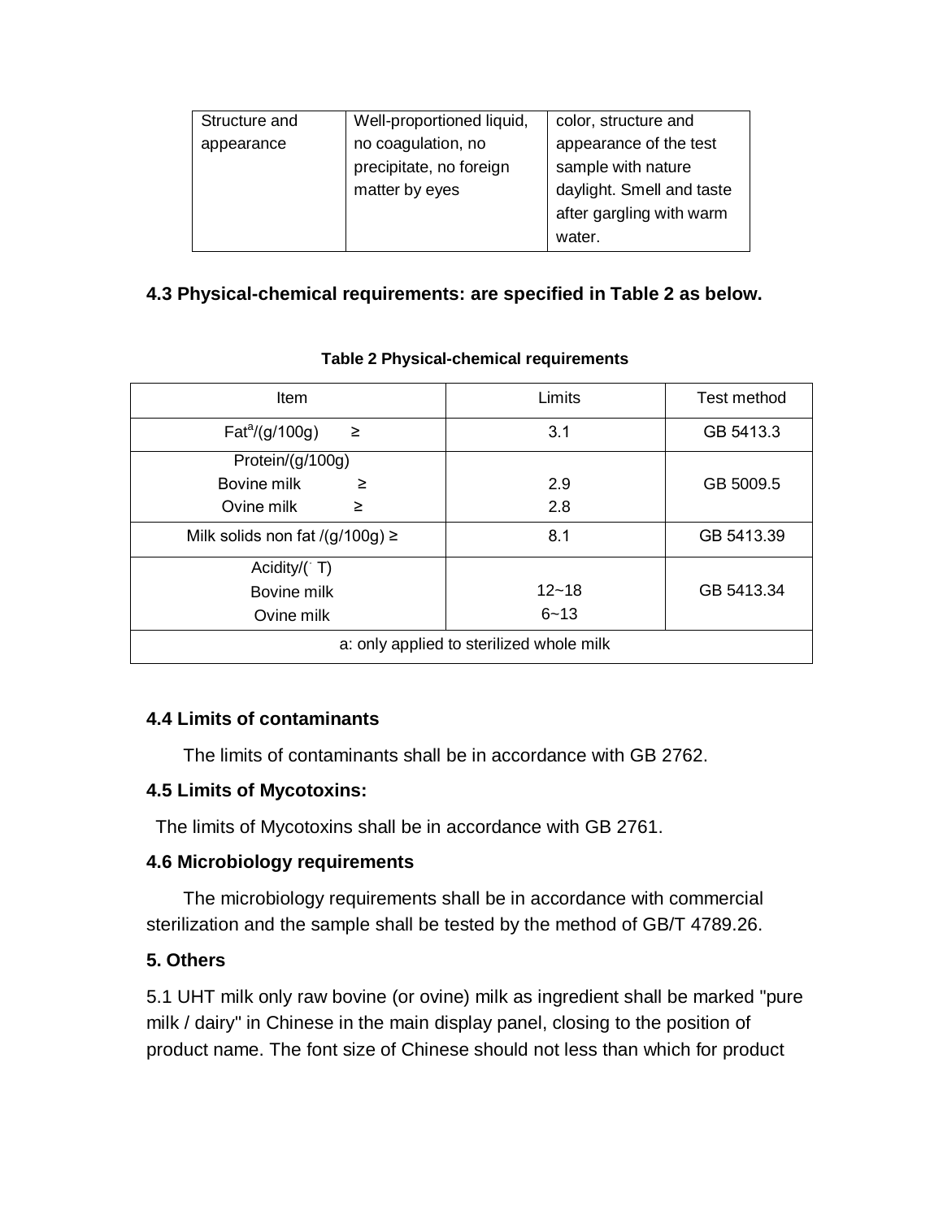| Structure and appearance | Well-proportioned liquid, no coagulation, no precipitate, no foreign matter by eyes | color, structure and appearance of the test sample with nature daylight. Smell and taste after gargling with warm water. |
|---|---|---|

**4.3 Physical-chemical requirements: are specified in Table 2 as below.**

**Table 2 Physical-chemical requirements**

| Item | Limits | Test method |
|---|---|---|
| Fat[a]/(g/100g) ≥ | 3.1 | GB 5413.3 |
| Protein/(g/100g)<br>Bovine milk ≥<br>Ovine milk ≥ | <br>2.9<br>2.8 | GB 5009.5 |
| Milk solids non fat /(g/100g) ≥ | 8.1 | GB 5413.39 |
| Acidity/(˚T)<br>Bovine milk<br>Ovine milk | <br>12~18<br>6~13 | GB 5413.34 |
| a: only applied to sterilized whole milk | | |

**4.4 Limits of contaminants**

The limits of contaminants shall be in accordance with GB 2762.

**4.5 Limits of Mycotoxins:**

The limits of Mycotoxins shall be in accordance with GB 2761.

**4.6 Microbiology requirements**

The microbiology requirements shall be in accordance with commercial sterilization and the sample shall be tested by the method of GB/T 4789.26.

**5. Others**

5.1 UHT milk only raw bovine (or ovine) milk as ingredient shall be marked "pure milk / dairy" in Chinese in the main display panel, closing to the position of product name. The font size of Chinese should not less than which for product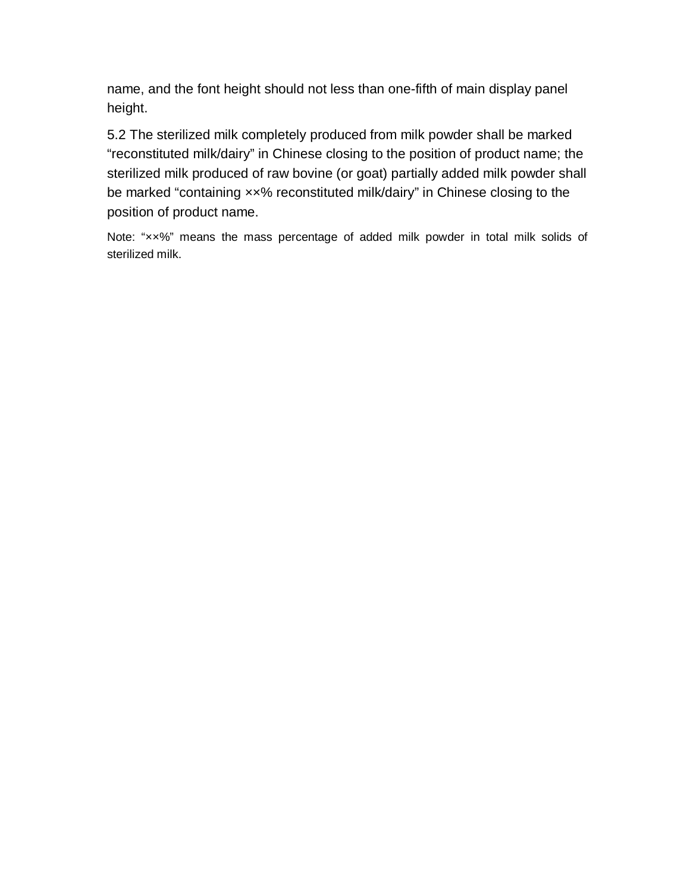name, and the font height should not less than one-fifth of main display panel height.

5.2 The sterilized milk completely produced from milk powder shall be marked “reconstituted milk/dairy” in Chinese closing to the position of product name; the sterilized milk produced of raw bovine (or goat) partially added milk powder shall be marked “containing ××% reconstituted milk/dairy” in Chinese closing to the position of product name.

Note: “××%” means the mass percentage of added milk powder in total milk solids of sterilized milk.